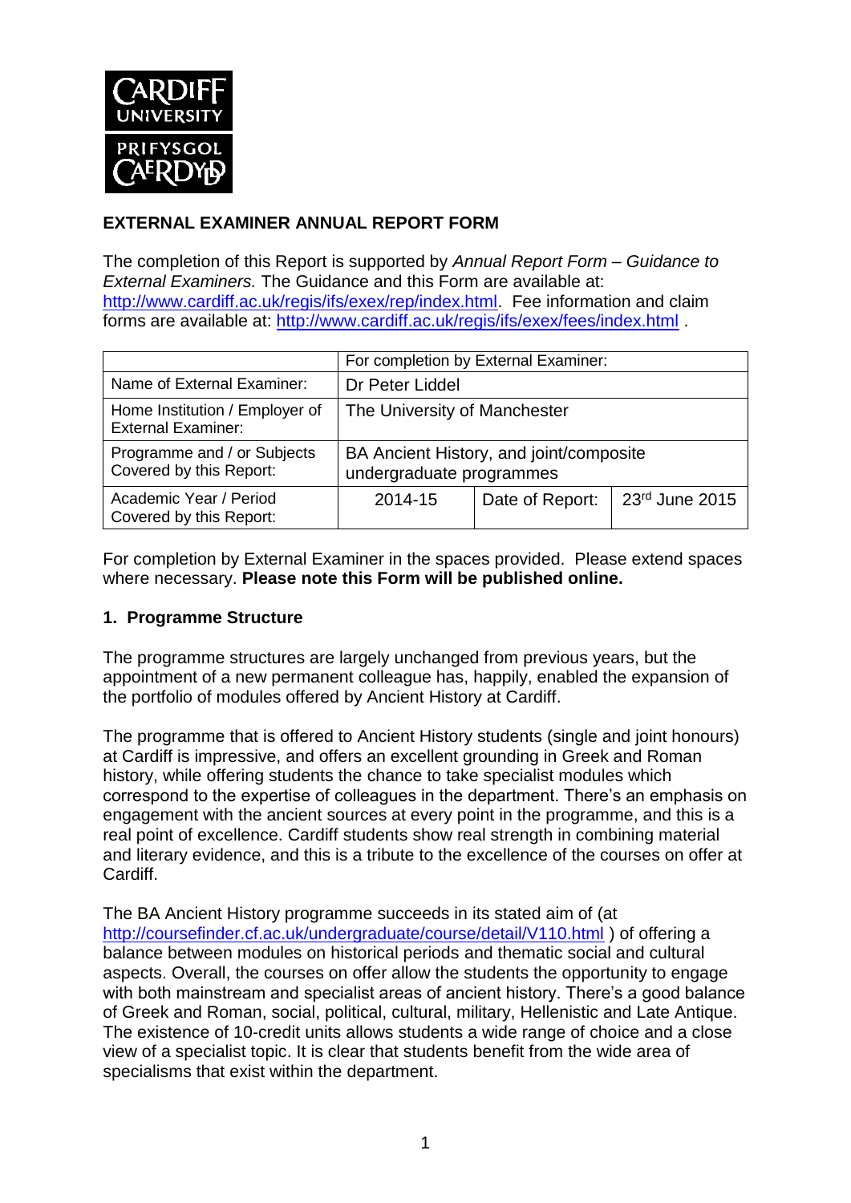**CARDIFF UNIVERSITY**
**PRIFYSGOL CAERDYDD**

## EXTERNAL EXAMINER ANNUAL REPORT FORM

The completion of this Report is supported by *Annual Report Form – Guidance to External Examiners.* The Guidance and this Form are available at: http://www.cardiff.ac.uk/regis/ifs/exex/rep/index.html. Fee information and claim forms are available at: http://www.cardiff.ac.uk/regis/ifs/exex/fees/index.html .

| | For completion by External Examiner: | | |
|---|---|---|---|
| Name of External Examiner: | Dr Peter Liddel | | |
| Home Institution / Employer of External Examiner: | The University of Manchester | | |
| Programme and / or Subjects Covered by this Report: | BA Ancient History, and joint/composite undergraduate programmes | | |
| Academic Year / Period Covered by this Report: | 2014-15 | Date of Report: | 23rd June 2015 |

For completion by External Examiner in the spaces provided. Please extend spaces where necessary. **Please note this Form will be published online.**

### 1. Programme Structure

The programme structures are largely unchanged from previous years, but the appointment of a new permanent colleague has, happily, enabled the expansion of the portfolio of modules offered by Ancient History at Cardiff.

The programme that is offered to Ancient History students (single and joint honours) at Cardiff is impressive, and offers an excellent grounding in Greek and Roman history, while offering students the chance to take specialist modules which correspond to the expertise of colleagues in the department. There's an emphasis on engagement with the ancient sources at every point in the programme, and this is a real point of excellence. Cardiff students show real strength in combining material and literary evidence, and this is a tribute to the excellence of the courses on offer at Cardiff.

The BA Ancient History programme succeeds in its stated aim of (at http://coursefinder.cf.ac.uk/undergraduate/course/detail/V110.html ) of offering a balance between modules on historical periods and thematic social and cultural aspects. Overall, the courses on offer allow the students the opportunity to engage with both mainstream and specialist areas of ancient history. There's a good balance of Greek and Roman, social, political, cultural, military, Hellenistic and Late Antique. The existence of 10-credit units allows students a wide range of choice and a close view of a specialist topic. It is clear that students benefit from the wide area of specialisms that exist within the department.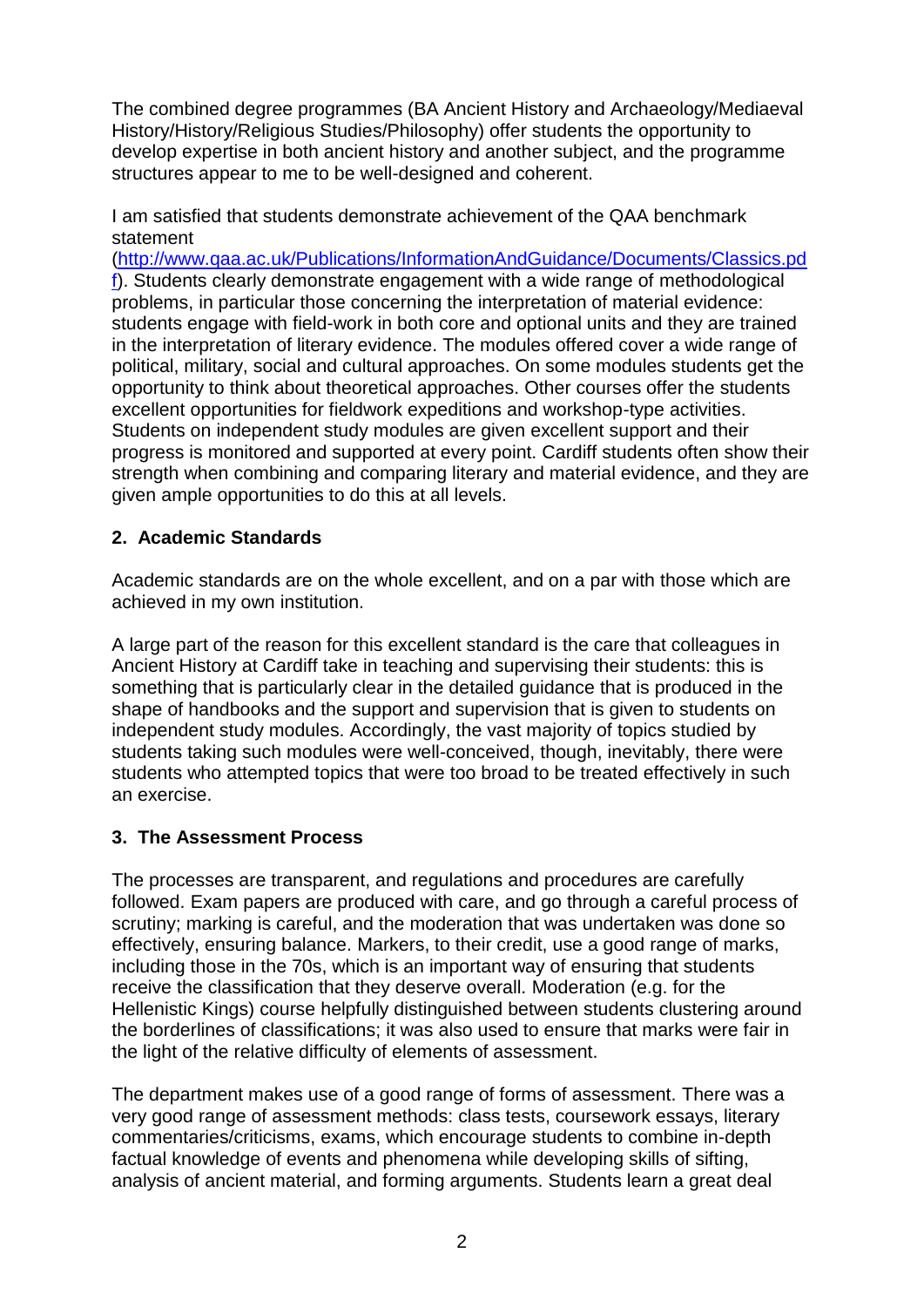The combined degree programmes (BA Ancient History and Archaeology/Mediaeval History/History/Religious Studies/Philosophy) offer students the opportunity to develop expertise in both ancient history and another subject, and the programme structures appear to me to be well-designed and coherent.

I am satisfied that students demonstrate achievement of the QAA benchmark statement (http://www.qaa.ac.uk/Publications/InformationAndGuidance/Documents/Classics.pdf). Students clearly demonstrate engagement with a wide range of methodological problems, in particular those concerning the interpretation of material evidence: students engage with field-work in both core and optional units and they are trained in the interpretation of literary evidence. The modules offered cover a wide range of political, military, social and cultural approaches. On some modules students get the opportunity to think about theoretical approaches. Other courses offer the students excellent opportunities for fieldwork expeditions and workshop-type activities. Students on independent study modules are given excellent support and their progress is monitored and supported at every point. Cardiff students often show their strength when combining and comparing literary and material evidence, and they are given ample opportunities to do this at all levels.

## 2. Academic Standards

Academic standards are on the whole excellent, and on a par with those which are achieved in my own institution.

A large part of the reason for this excellent standard is the care that colleagues in Ancient History at Cardiff take in teaching and supervising their students: this is something that is particularly clear in the detailed guidance that is produced in the shape of handbooks and the support and supervision that is given to students on independent study modules. Accordingly, the vast majority of topics studied by students taking such modules were well-conceived, though, inevitably, there were students who attempted topics that were too broad to be treated effectively in such an exercise.

## 3. The Assessment Process

The processes are transparent, and regulations and procedures are carefully followed. Exam papers are produced with care, and go through a careful process of scrutiny; marking is careful, and the moderation that was undertaken was done so effectively, ensuring balance. Markers, to their credit, use a good range of marks, including those in the 70s, which is an important way of ensuring that students receive the classification that they deserve overall. Moderation (e.g. for the Hellenistic Kings) course helpfully distinguished between students clustering around the borderlines of classifications; it was also used to ensure that marks were fair in the light of the relative difficulty of elements of assessment.

The department makes use of a good range of forms of assessment. There was a very good range of assessment methods: class tests, coursework essays, literary commentaries/criticisms, exams, which encourage students to combine in-depth factual knowledge of events and phenomena while developing skills of sifting, analysis of ancient material, and forming arguments. Students learn a great deal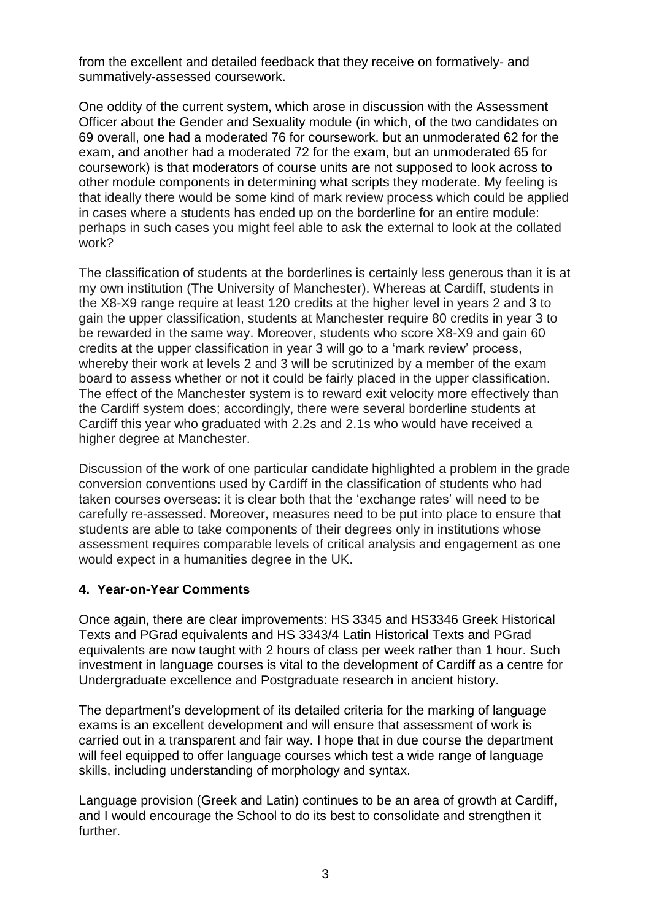from the excellent and detailed feedback that they receive on formatively- and summatively-assessed coursework.

One oddity of the current system, which arose in discussion with the Assessment Officer about the Gender and Sexuality module (in which, of the two candidates on 69 overall, one had a moderated 76 for coursework. but an unmoderated 62 for the exam, and another had a moderated 72 for the exam, but an unmoderated 65 for coursework) is that moderators of course units are not supposed to look across to other module components in determining what scripts they moderate. My feeling is that ideally there would be some kind of mark review process which could be applied in cases where a students has ended up on the borderline for an entire module: perhaps in such cases you might feel able to ask the external to look at the collated work?

The classification of students at the borderlines is certainly less generous than it is at my own institution (The University of Manchester). Whereas at Cardiff, students in the X8-X9 range require at least 120 credits at the higher level in years 2 and 3 to gain the upper classification, students at Manchester require 80 credits in year 3 to be rewarded in the same way. Moreover, students who score X8-X9 and gain 60 credits at the upper classification in year 3 will go to a 'mark review' process, whereby their work at levels 2 and 3 will be scrutinized by a member of the exam board to assess whether or not it could be fairly placed in the upper classification. The effect of the Manchester system is to reward exit velocity more effectively than the Cardiff system does; accordingly, there were several borderline students at Cardiff this year who graduated with 2.2s and 2.1s who would have received a higher degree at Manchester.

Discussion of the work of one particular candidate highlighted a problem in the grade conversion conventions used by Cardiff in the classification of students who had taken courses overseas: it is clear both that the 'exchange rates' will need to be carefully re-assessed. Moreover, measures need to be put into place to ensure that students are able to take components of their degrees only in institutions whose assessment requires comparable levels of critical analysis and engagement as one would expect in a humanities degree in the UK.

## 4. Year-on-Year Comments

Once again, there are clear improvements: HS 3345 and HS3346 Greek Historical Texts and PGrad equivalents and HS 3343/4 Latin Historical Texts and PGrad equivalents are now taught with 2 hours of class per week rather than 1 hour. Such investment in language courses is vital to the development of Cardiff as a centre for Undergraduate excellence and Postgraduate research in ancient history.

The department's development of its detailed criteria for the marking of language exams is an excellent development and will ensure that assessment of work is carried out in a transparent and fair way. I hope that in due course the department will feel equipped to offer language courses which test a wide range of language skills, including understanding of morphology and syntax.

Language provision (Greek and Latin) continues to be an area of growth at Cardiff, and I would encourage the School to do its best to consolidate and strengthen it further.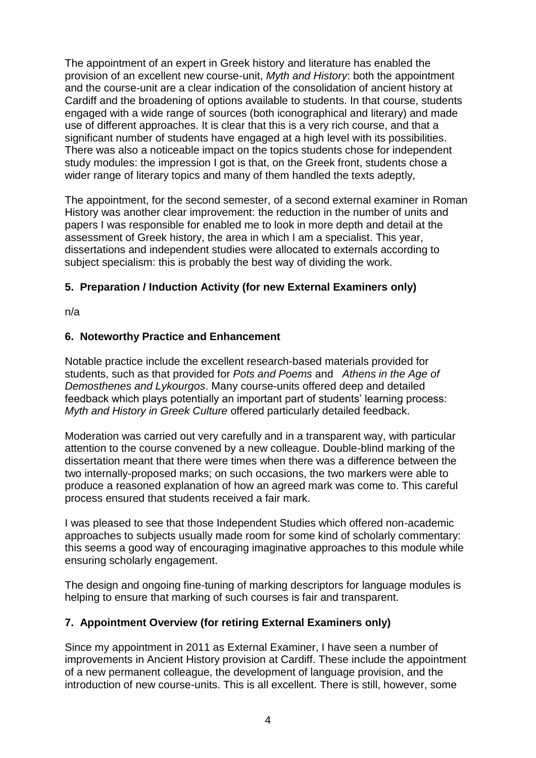The appointment of an expert in Greek history and literature has enabled the provision of an excellent new course-unit, *Myth and History*: both the appointment and the course-unit are a clear indication of the consolidation of ancient history at Cardiff and the broadening of options available to students. In that course, students engaged with a wide range of sources (both iconographical and literary) and made use of different approaches. It is clear that this is a very rich course, and that a significant number of students have engaged at a high level with its possibilities. There was also a noticeable impact on the topics students chose for independent study modules: the impression I got is that, on the Greek front, students chose a wider range of literary topics and many of them handled the texts adeptly,

The appointment, for the second semester, of a second external examiner in Roman History was another clear improvement: the reduction in the number of units and papers I was responsible for enabled me to look in more depth and detail at the assessment of Greek history, the area in which I am a specialist. This year, dissertations and independent studies were allocated to externals according to subject specialism: this is probably the best way of dividing the work.

## 5. Preparation / Induction Activity (for new External Examiners only)

n/a

## 6. Noteworthy Practice and Enhancement

Notable practice include the excellent research-based materials provided for students, such as that provided for *Pots and Poems* and *Athens in the Age of Demosthenes and Lykourgos*. Many course-units offered deep and detailed feedback which plays potentially an important part of students' learning process: *Myth and History in Greek Culture* offered particularly detailed feedback.

Moderation was carried out very carefully and in a transparent way, with particular attention to the course convened by a new colleague. Double-blind marking of the dissertation meant that there were times when there was a difference between the two internally-proposed marks; on such occasions, the two markers were able to produce a reasoned explanation of how an agreed mark was come to. This careful process ensured that students received a fair mark.

I was pleased to see that those Independent Studies which offered non-academic approaches to subjects usually made room for some kind of scholarly commentary: this seems a good way of encouraging imaginative approaches to this module while ensuring scholarly engagement.

The design and ongoing fine-tuning of marking descriptors for language modules is helping to ensure that marking of such courses is fair and transparent.

## 7. Appointment Overview (for retiring External Examiners only)

Since my appointment in 2011 as External Examiner, I have seen a number of improvements in Ancient History provision at Cardiff. These include the appointment of a new permanent colleague, the development of language provision, and the introduction of new course-units. This is all excellent. There is still, however, some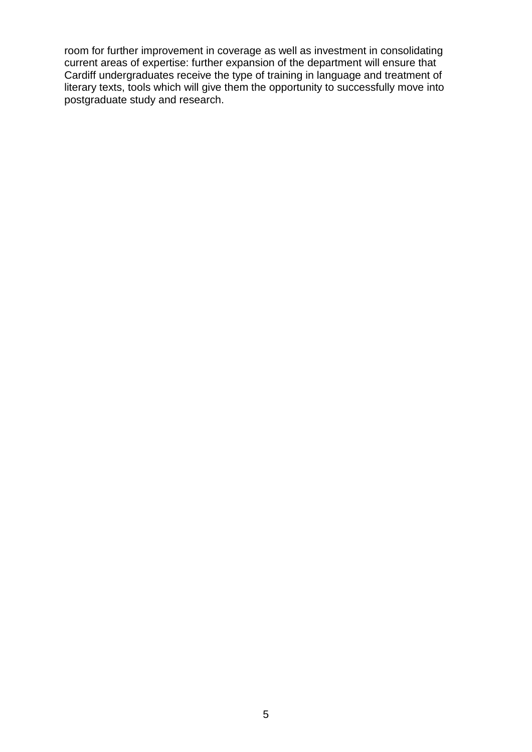room for further improvement in coverage as well as investment in consolidating current areas of expertise: further expansion of the department will ensure that Cardiff undergraduates receive the type of training in language and treatment of literary texts, tools which will give them the opportunity to successfully move into postgraduate study and research.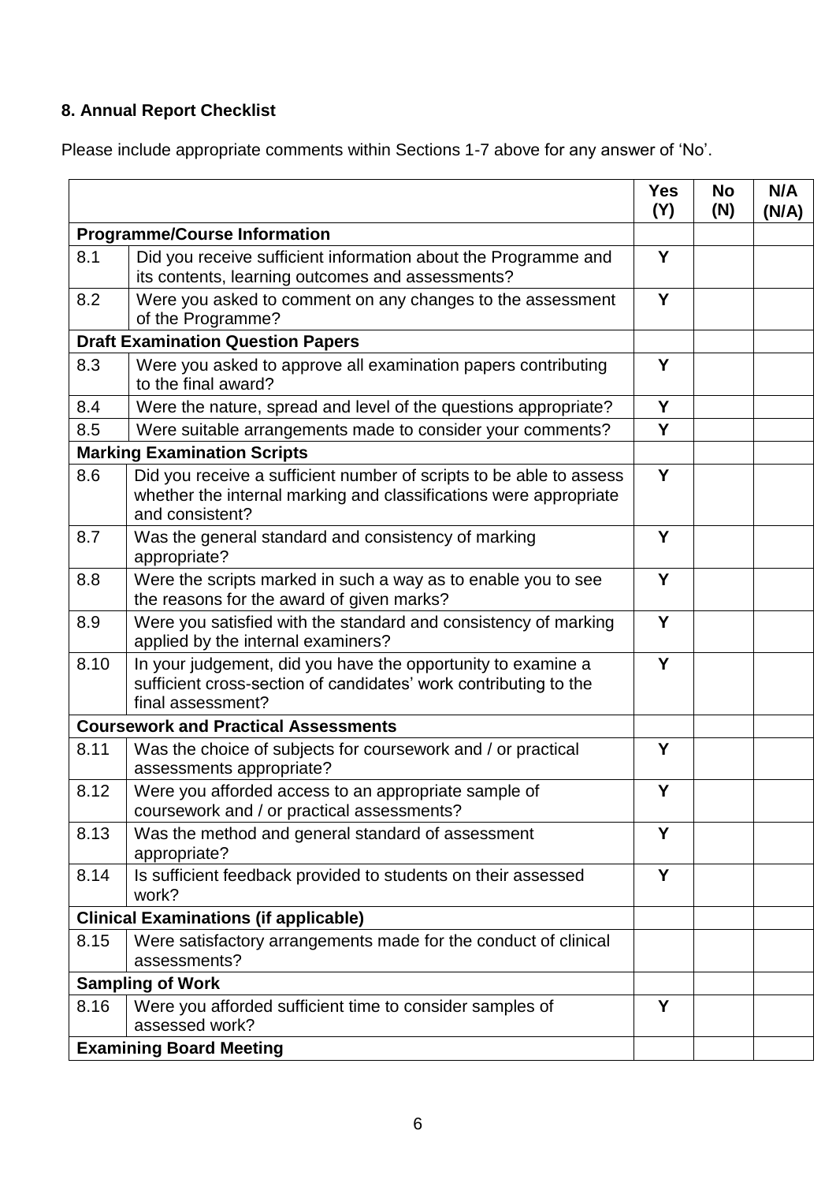### 8. Annual Report Checklist

Please include appropriate comments within Sections 1-7 above for any answer of 'No'.

| | | Yes (Y) | No (N) | N/A (N/A) |
|---|---|---|---|---|
| **Programme/Course Information** | | | | |
| 8.1 | Did you receive sufficient information about the Programme and its contents, learning outcomes and assessments? | Y | | |
| 8.2 | Were you asked to comment on any changes to the assessment of the Programme? | Y | | |
| **Draft Examination Question Papers** | | | | |
| 8.3 | Were you asked to approve all examination papers contributing to the final award? | Y | | |
| 8.4 | Were the nature, spread and level of the questions appropriate? | Y | | |
| 8.5 | Were suitable arrangements made to consider your comments? | Y | | |
| **Marking Examination Scripts** | | | | |
| 8.6 | Did you receive a sufficient number of scripts to be able to assess whether the internal marking and classifications were appropriate and consistent? | Y | | |
| 8.7 | Was the general standard and consistency of marking appropriate? | Y | | |
| 8.8 | Were the scripts marked in such a way as to enable you to see the reasons for the award of given marks? | Y | | |
| 8.9 | Were you satisfied with the standard and consistency of marking applied by the internal examiners? | Y | | |
| 8.10 | In your judgement, did you have the opportunity to examine a sufficient cross-section of candidates' work contributing to the final assessment? | Y | | |
| **Coursework and Practical Assessments** | | | | |
| 8.11 | Was the choice of subjects for coursework and / or practical assessments appropriate? | Y | | |
| 8.12 | Were you afforded access to an appropriate sample of coursework and / or practical assessments? | Y | | |
| 8.13 | Was the method and general standard of assessment appropriate? | Y | | |
| 8.14 | Is sufficient feedback provided to students on their assessed work? | Y | | |
| **Clinical Examinations (if applicable)** | | | | |
| 8.15 | Were satisfactory arrangements made for the conduct of clinical assessments? | | | |
| **Sampling of Work** | | | | |
| 8.16 | Were you afforded sufficient time to consider samples of assessed work? | Y | | |
| **Examining Board Meeting** | | | | |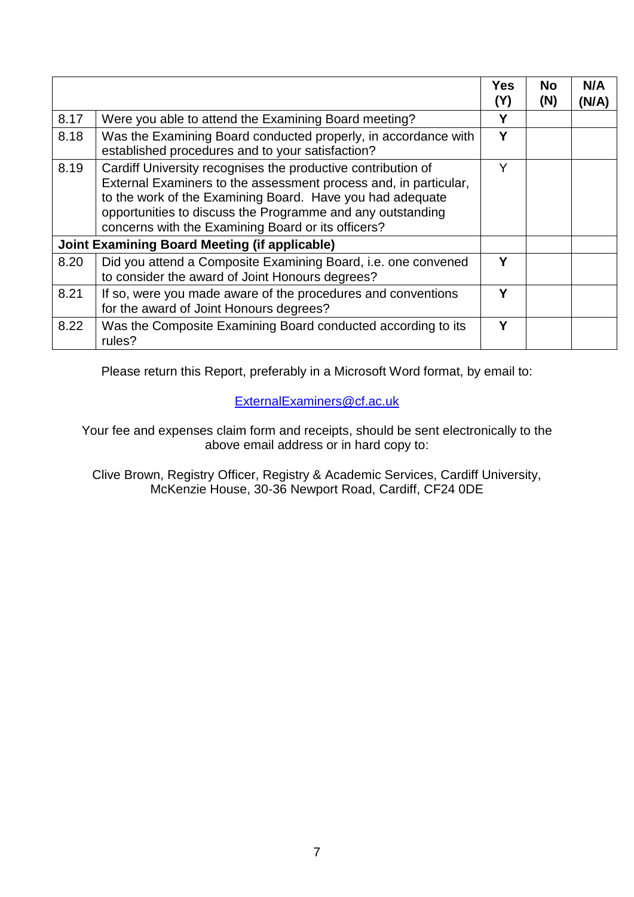| | | **Yes (Y)** | **No (N)** | **N/A (N/A)** |
|---|---|---|---|---|
| 8.17 | Were you able to attend the Examining Board meeting? | **Y** | | |
| 8.18 | Was the Examining Board conducted properly, in accordance with established procedures and to your satisfaction? | **Y** | | |
| 8.19 | Cardiff University recognises the productive contribution of External Examiners to the assessment process and, in particular, to the work of the Examining Board. Have you had adequate opportunities to discuss the Programme and any outstanding concerns with the Examining Board or its officers? | Y | | |
| **Joint Examining Board Meeting (if applicable)** | | | | |
| 8.20 | Did you attend a Composite Examining Board, i.e. one convened to consider the award of Joint Honours degrees? | **Y** | | |
| 8.21 | If so, were you made aware of the procedures and conventions for the award of Joint Honours degrees? | **Y** | | |
| 8.22 | Was the Composite Examining Board conducted according to its rules? | **Y** | | |

Please return this Report, preferably in a Microsoft Word format, by email to:

ExternalExaminers@cf.ac.uk

Your fee and expenses claim form and receipts, should be sent electronically to the above email address or in hard copy to:

Clive Brown, Registry Officer, Registry & Academic Services, Cardiff University, McKenzie House, 30-36 Newport Road, Cardiff, CF24 0DE